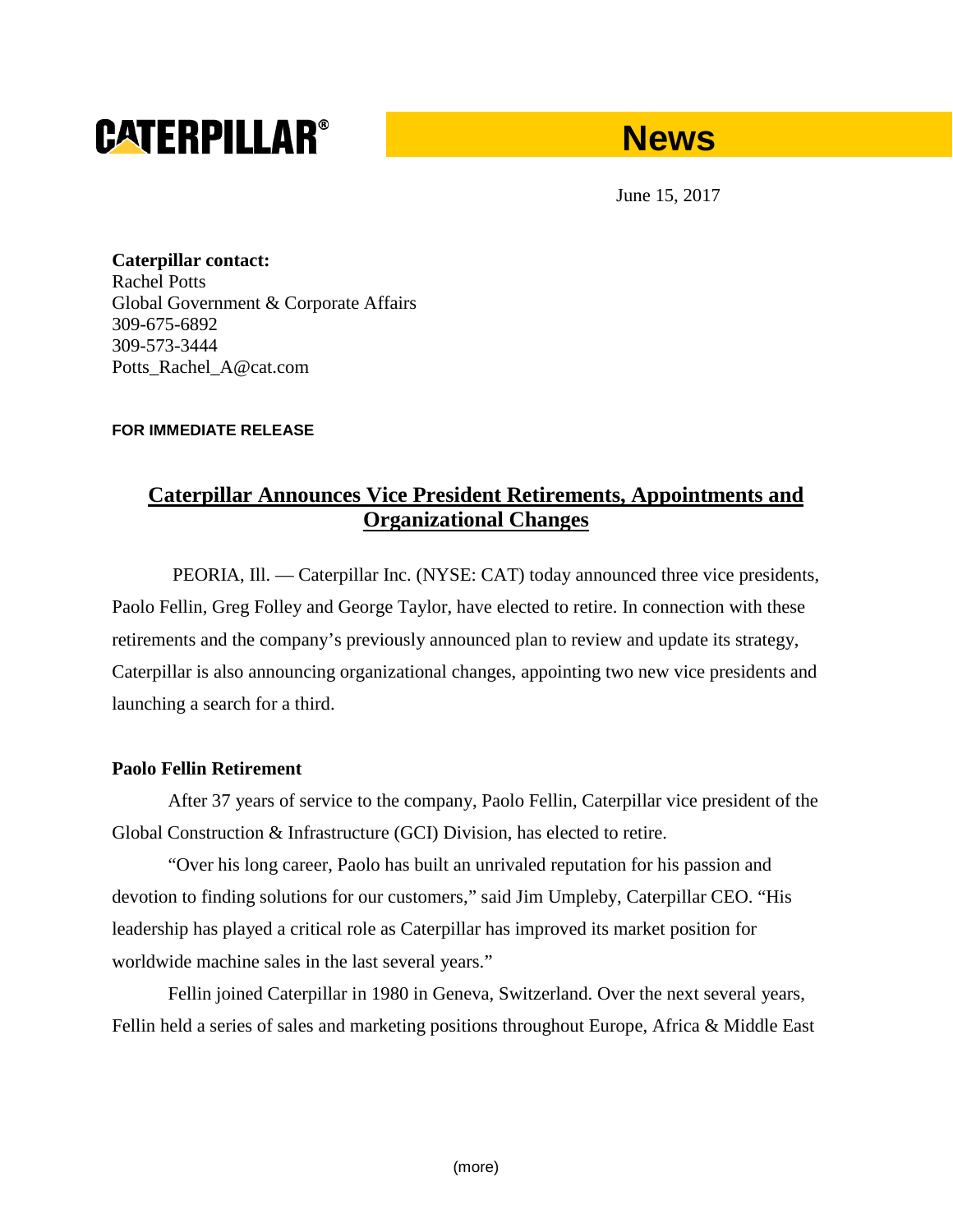**CATERPILLAR®**

# News

June 15, 2017

**Caterpillar contact:**
Rachel Potts
Global Government & Corporate Affairs
309-675-6892
309-573-3444
Potts_Rachel_A@cat.com

**FOR IMMEDIATE RELEASE**

## Caterpillar Announces Vice President Retirements, Appointments and Organizational Changes

PEORIA, Ill. — Caterpillar Inc. (NYSE: CAT) today announced three vice presidents, Paolo Fellin, Greg Folley and George Taylor, have elected to retire. In connection with these retirements and the company's previously announced plan to review and update its strategy, Caterpillar is also announcing organizational changes, appointing two new vice presidents and launching a search for a third.

**Paolo Fellin Retirement**

After 37 years of service to the company, Paolo Fellin, Caterpillar vice president of the Global Construction & Infrastructure (GCI) Division, has elected to retire.

"Over his long career, Paolo has built an unrivaled reputation for his passion and devotion to finding solutions for our customers," said Jim Umpleby, Caterpillar CEO. "His leadership has played a critical role as Caterpillar has improved its market position for worldwide machine sales in the last several years."

Fellin joined Caterpillar in 1980 in Geneva, Switzerland. Over the next several years, Fellin held a series of sales and marketing positions throughout Europe, Africa & Middle East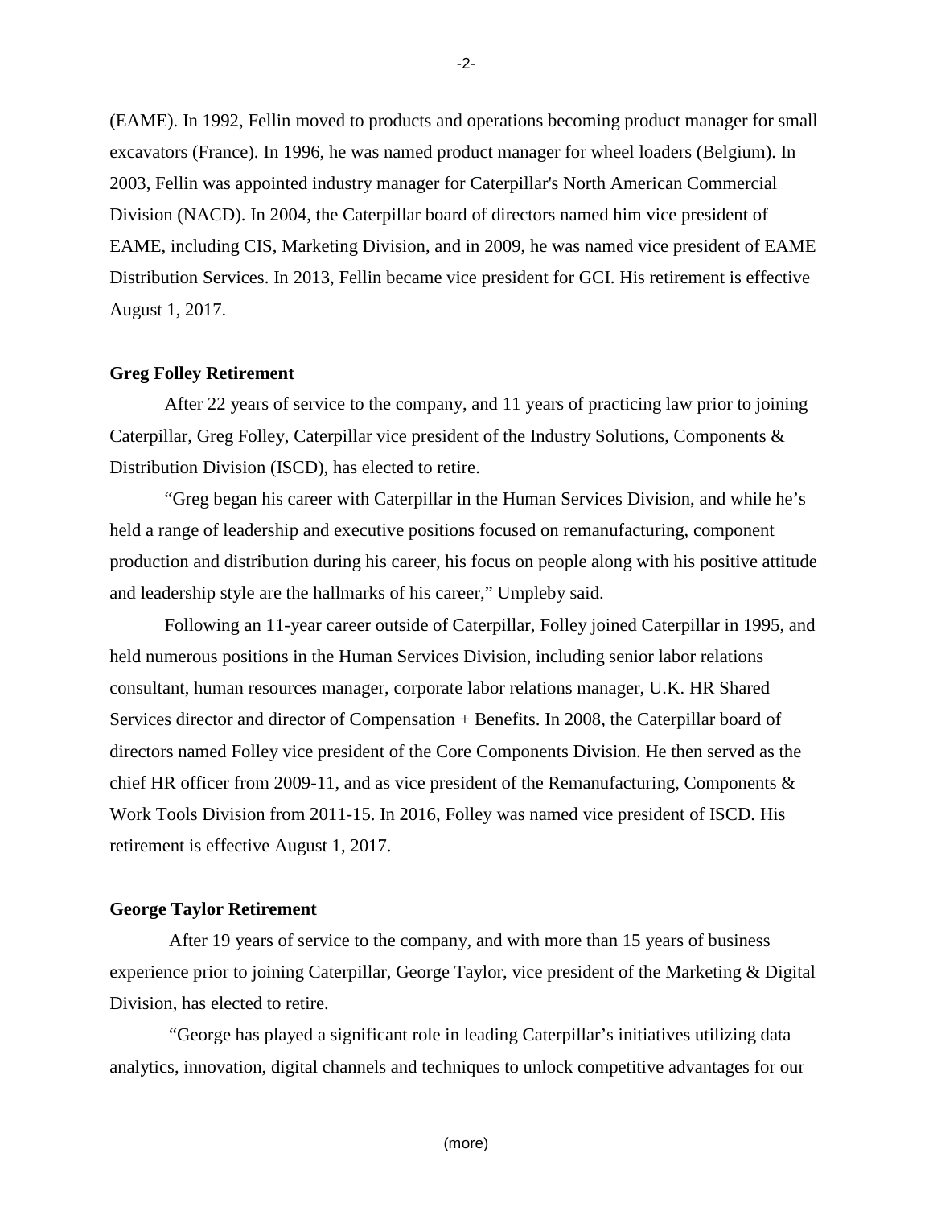(EAME). In 1992, Fellin moved to products and operations becoming product manager for small excavators (France). In 1996, he was named product manager for wheel loaders (Belgium). In 2003, Fellin was appointed industry manager for Caterpillar's North American Commercial Division (NACD). In 2004, the Caterpillar board of directors named him vice president of EAME, including CIS, Marketing Division, and in 2009, he was named vice president of EAME Distribution Services. In 2013, Fellin became vice president for GCI. His retirement is effective August 1, 2017.

**Greg Folley Retirement**

After 22 years of service to the company, and 11 years of practicing law prior to joining Caterpillar, Greg Folley, Caterpillar vice president of the Industry Solutions, Components & Distribution Division (ISCD), has elected to retire.

"Greg began his career with Caterpillar in the Human Services Division, and while he's held a range of leadership and executive positions focused on remanufacturing, component production and distribution during his career, his focus on people along with his positive attitude and leadership style are the hallmarks of his career," Umpleby said.

Following an 11-year career outside of Caterpillar, Folley joined Caterpillar in 1995, and held numerous positions in the Human Services Division, including senior labor relations consultant, human resources manager, corporate labor relations manager, U.K. HR Shared Services director and director of Compensation + Benefits. In 2008, the Caterpillar board of directors named Folley vice president of the Core Components Division. He then served as the chief HR officer from 2009-11, and as vice president of the Remanufacturing, Components & Work Tools Division from 2011-15. In 2016, Folley was named vice president of ISCD. His retirement is effective August 1, 2017.

**George Taylor Retirement**

After 19 years of service to the company, and with more than 15 years of business experience prior to joining Caterpillar, George Taylor, vice president of the Marketing & Digital Division, has elected to retire.

"George has played a significant role in leading Caterpillar's initiatives utilizing data analytics, innovation, digital channels and techniques to unlock competitive advantages for our

(more)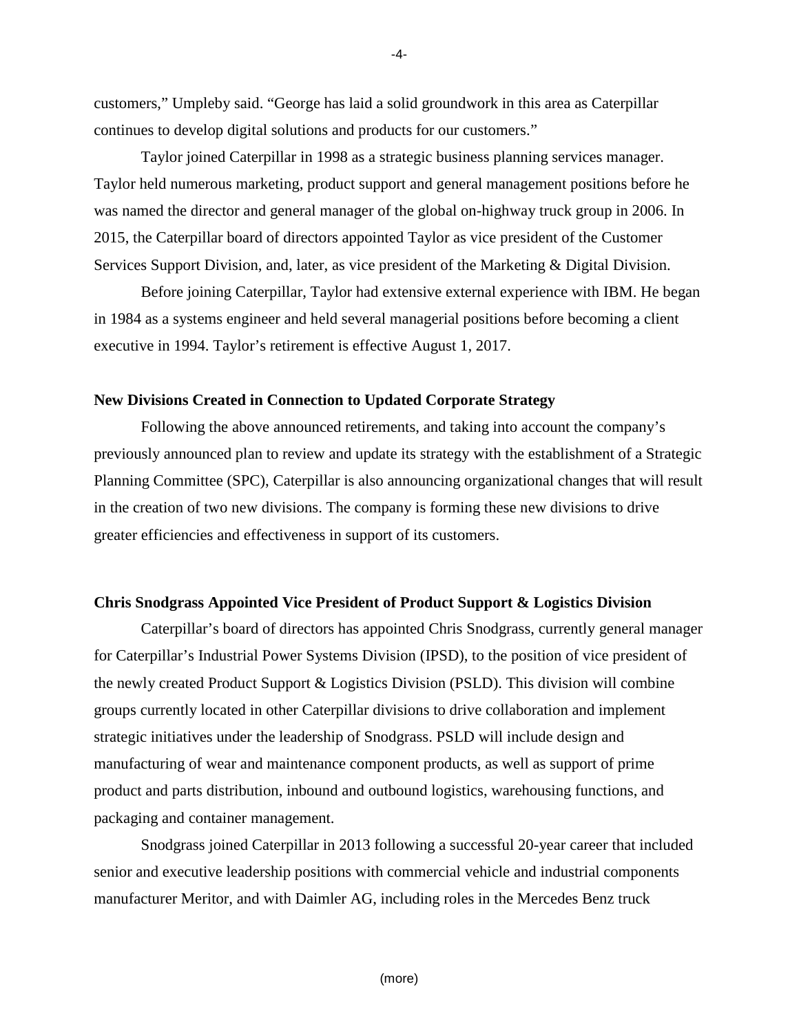customers," Umpleby said. "George has laid a solid groundwork in this area as Caterpillar continues to develop digital solutions and products for our customers."

Taylor joined Caterpillar in 1998 as a strategic business planning services manager. Taylor held numerous marketing, product support and general management positions before he was named the director and general manager of the global on-highway truck group in 2006. In 2015, the Caterpillar board of directors appointed Taylor as vice president of the Customer Services Support Division, and, later, as vice president of the Marketing & Digital Division.

Before joining Caterpillar, Taylor had extensive external experience with IBM. He began in 1984 as a systems engineer and held several managerial positions before becoming a client executive in 1994. Taylor's retirement is effective August 1, 2017.

**New Divisions Created in Connection to Updated Corporate Strategy**

Following the above announced retirements, and taking into account the company's previously announced plan to review and update its strategy with the establishment of a Strategic Planning Committee (SPC), Caterpillar is also announcing organizational changes that will result in the creation of two new divisions. The company is forming these new divisions to drive greater efficiencies and effectiveness in support of its customers.

**Chris Snodgrass Appointed Vice President of Product Support & Logistics Division**

Caterpillar's board of directors has appointed Chris Snodgrass, currently general manager for Caterpillar's Industrial Power Systems Division (IPSD), to the position of vice president of the newly created Product Support & Logistics Division (PSLD). This division will combine groups currently located in other Caterpillar divisions to drive collaboration and implement strategic initiatives under the leadership of Snodgrass. PSLD will include design and manufacturing of wear and maintenance component products, as well as support of prime product and parts distribution, inbound and outbound logistics, warehousing functions, and packaging and container management.

Snodgrass joined Caterpillar in 2013 following a successful 20-year career that included senior and executive leadership positions with commercial vehicle and industrial components manufacturer Meritor, and with Daimler AG, including roles in the Mercedes Benz truck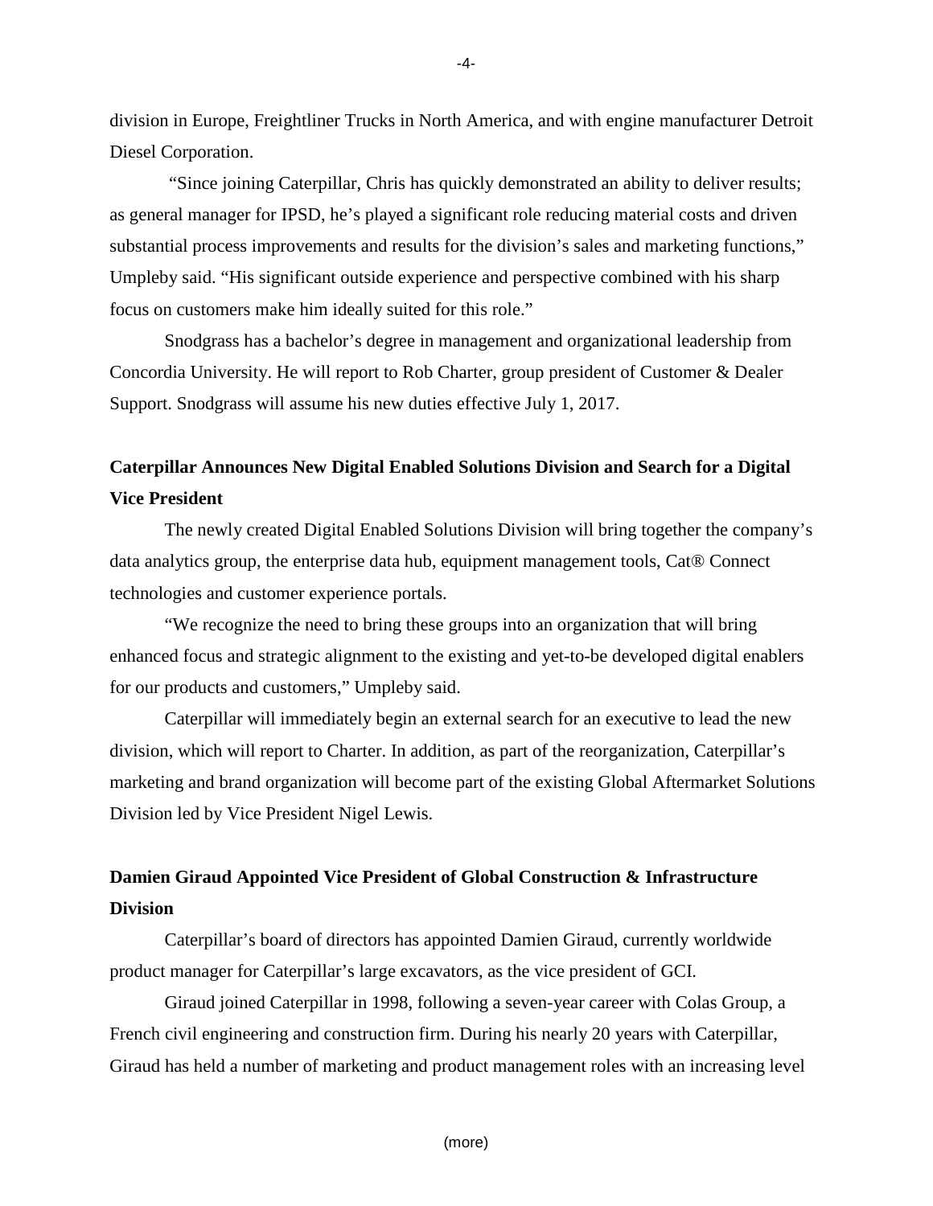division in Europe, Freightliner Trucks in North America, and with engine manufacturer Detroit Diesel Corporation.

"Since joining Caterpillar, Chris has quickly demonstrated an ability to deliver results; as general manager for IPSD, he's played a significant role reducing material costs and driven substantial process improvements and results for the division's sales and marketing functions," Umpleby said. "His significant outside experience and perspective combined with his sharp focus on customers make him ideally suited for this role."

Snodgrass has a bachelor's degree in management and organizational leadership from Concordia University. He will report to Rob Charter, group president of Customer & Dealer Support. Snodgrass will assume his new duties effective July 1, 2017.

**Caterpillar Announces New Digital Enabled Solutions Division and Search for a Digital Vice President**

The newly created Digital Enabled Solutions Division will bring together the company's data analytics group, the enterprise data hub, equipment management tools, Cat® Connect technologies and customer experience portals.

"We recognize the need to bring these groups into an organization that will bring enhanced focus and strategic alignment to the existing and yet-to-be developed digital enablers for our products and customers," Umpleby said.

Caterpillar will immediately begin an external search for an executive to lead the new division, which will report to Charter. In addition, as part of the reorganization, Caterpillar's marketing and brand organization will become part of the existing Global Aftermarket Solutions Division led by Vice President Nigel Lewis.

**Damien Giraud Appointed Vice President of Global Construction & Infrastructure Division**

Caterpillar's board of directors has appointed Damien Giraud, currently worldwide product manager for Caterpillar's large excavators, as the vice president of GCI.

Giraud joined Caterpillar in 1998, following a seven-year career with Colas Group, a French civil engineering and construction firm. During his nearly 20 years with Caterpillar, Giraud has held a number of marketing and product management roles with an increasing level

(more)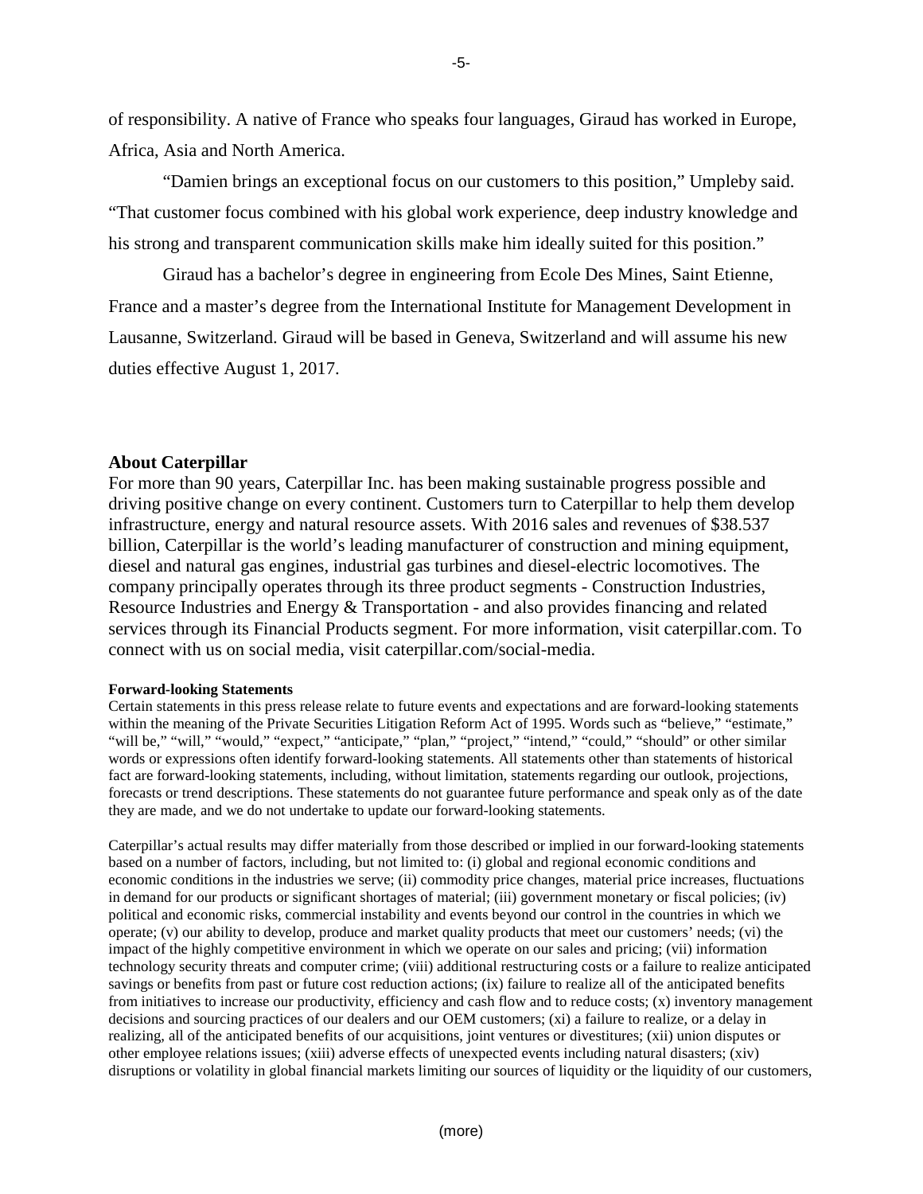of responsibility. A native of France who speaks four languages, Giraud has worked in Europe, Africa, Asia and North America.

"Damien brings an exceptional focus on our customers to this position," Umpleby said. "That customer focus combined with his global work experience, deep industry knowledge and his strong and transparent communication skills make him ideally suited for this position."

Giraud has a bachelor's degree in engineering from Ecole Des Mines, Saint Etienne, France and a master's degree from the International Institute for Management Development in Lausanne, Switzerland. Giraud will be based in Geneva, Switzerland and will assume his new duties effective August 1, 2017.

## About Caterpillar

For more than 90 years, Caterpillar Inc. has been making sustainable progress possible and driving positive change on every continent. Customers turn to Caterpillar to help them develop infrastructure, energy and natural resource assets. With 2016 sales and revenues of $38.537 billion, Caterpillar is the world's leading manufacturer of construction and mining equipment, diesel and natural gas engines, industrial gas turbines and diesel-electric locomotives. The company principally operates through its three product segments - Construction Industries, Resource Industries and Energy & Transportation - and also provides financing and related services through its Financial Products segment. For more information, visit caterpillar.com. To connect with us on social media, visit caterpillar.com/social-media.

**Forward-looking Statements**

Certain statements in this press release relate to future events and expectations and are forward-looking statements within the meaning of the Private Securities Litigation Reform Act of 1995. Words such as "believe," "estimate," "will be," "will," "would," "expect," "anticipate," "plan," "project," "intend," "could," "should" or other similar words or expressions often identify forward-looking statements. All statements other than statements of historical fact are forward-looking statements, including, without limitation, statements regarding our outlook, projections, forecasts or trend descriptions. These statements do not guarantee future performance and speak only as of the date they are made, and we do not undertake to update our forward-looking statements.

Caterpillar's actual results may differ materially from those described or implied in our forward-looking statements based on a number of factors, including, but not limited to: (i) global and regional economic conditions and economic conditions in the industries we serve; (ii) commodity price changes, material price increases, fluctuations in demand for our products or significant shortages of material; (iii) government monetary or fiscal policies; (iv) political and economic risks, commercial instability and events beyond our control in the countries in which we operate; (v) our ability to develop, produce and market quality products that meet our customers' needs; (vi) the impact of the highly competitive environment in which we operate on our sales and pricing; (vii) information technology security threats and computer crime; (viii) additional restructuring costs or a failure to realize anticipated savings or benefits from past or future cost reduction actions; (ix) failure to realize all of the anticipated benefits from initiatives to increase our productivity, efficiency and cash flow and to reduce costs; (x) inventory management decisions and sourcing practices of our dealers and our OEM customers; (xi) a failure to realize, or a delay in realizing, all of the anticipated benefits of our acquisitions, joint ventures or divestitures; (xii) union disputes or other employee relations issues; (xiii) adverse effects of unexpected events including natural disasters; (xiv) disruptions or volatility in global financial markets limiting our sources of liquidity or the liquidity of our customers,

(more)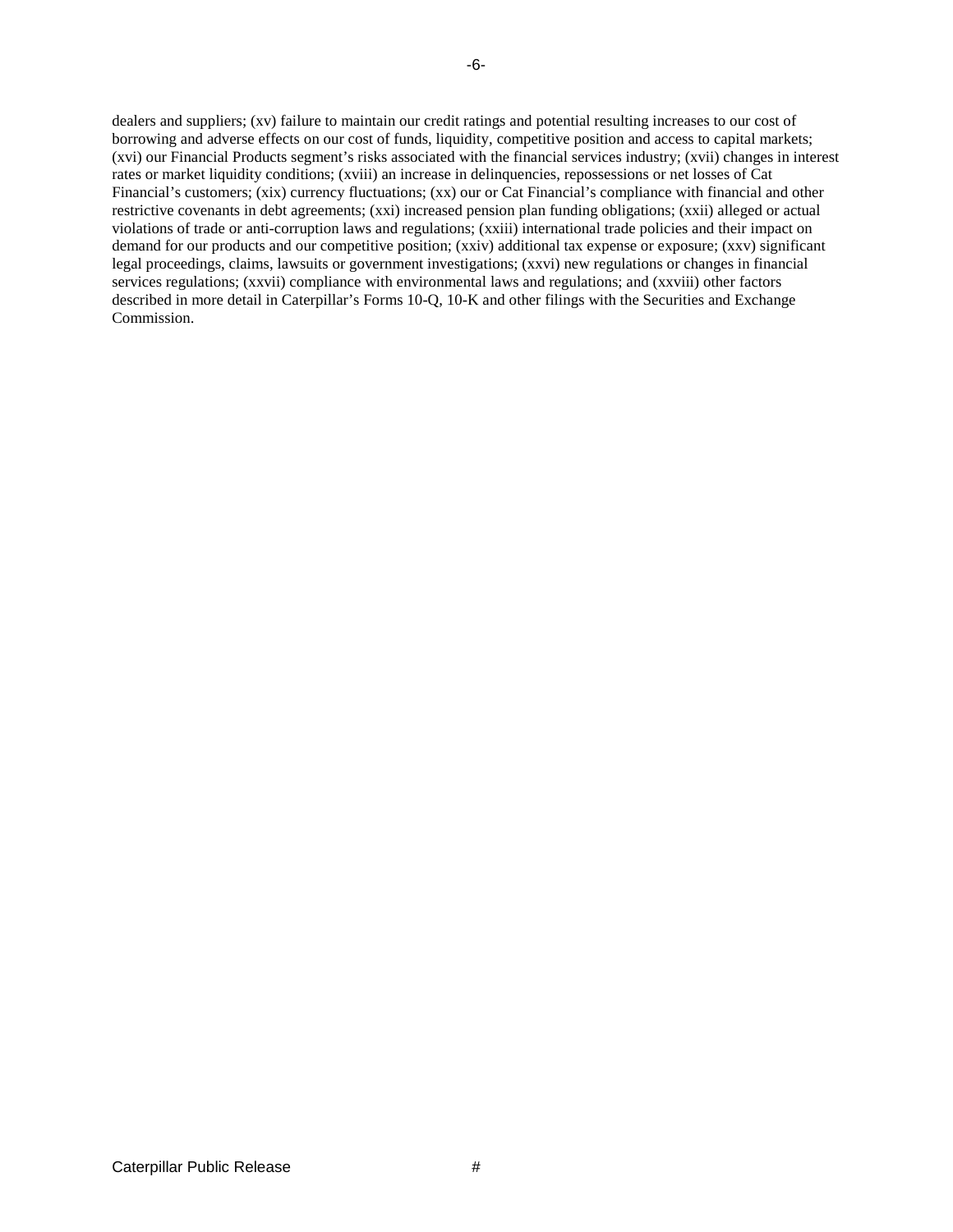dealers and suppliers; (xv) failure to maintain our credit ratings and potential resulting increases to our cost of borrowing and adverse effects on our cost of funds, liquidity, competitive position and access to capital markets; (xvi) our Financial Products segment's risks associated with the financial services industry; (xvii) changes in interest rates or market liquidity conditions; (xviii) an increase in delinquencies, repossessions or net losses of Cat Financial's customers; (xix) currency fluctuations; (xx) our or Cat Financial's compliance with financial and other restrictive covenants in debt agreements; (xxi) increased pension plan funding obligations; (xxii) alleged or actual violations of trade or anti-corruption laws and regulations; (xxiii) international trade policies and their impact on demand for our products and our competitive position; (xxiv) additional tax expense or exposure; (xxv) significant legal proceedings, claims, lawsuits or government investigations; (xxvi) new regulations or changes in financial services regulations; (xxvii) compliance with environmental laws and regulations; and (xxviii) other factors described in more detail in Caterpillar's Forms 10-Q, 10-K and other filings with the Securities and Exchange Commission.

#